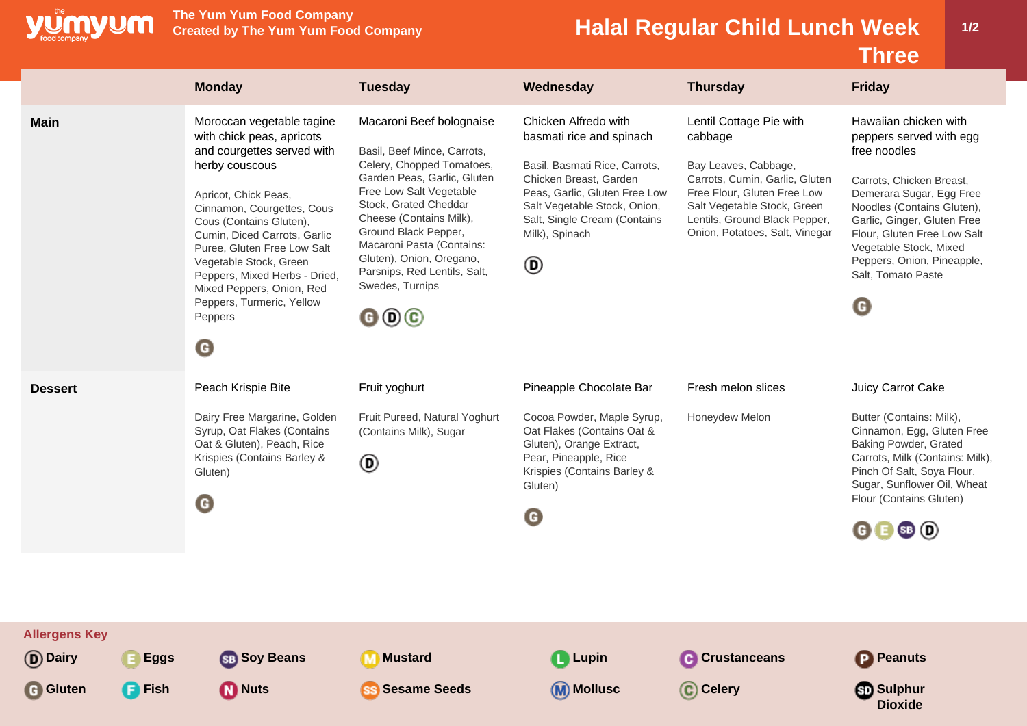# Halal Regular Child Lunch Week Three

The Yum Yum Food Company
Created by The Yum Yum Food Company

| | Monday | Tuesday | Wednesday | Thursday | Friday |
|---|---|---|---|---|---|
| **Main** | Moroccan vegetable tagine with chick peas, apricots and courgettes served with herby couscous<br><br>Apricot, Chick Peas, Cinnamon, Courgettes, Cous Cous (Contains Gluten), Cumin, Diced Carrots, Garlic Puree, Gluten Free Low Salt Vegetable Stock, Green Peppers, Mixed Herbs - Dried, Mixed Peppers, Onion, Red Peppers, Turmeric, Yellow Peppers<br><br>G | Macaroni Beef bolognaise<br><br>Basil, Beef Mince, Carrots, Celery, Chopped Tomatoes, Garden Peas, Garlic, Gluten Free Low Salt Vegetable Stock, Grated Cheddar Cheese (Contains Milk), Ground Black Pepper, Macaroni Pasta (Contains: Gluten), Onion, Oregano, Parsnips, Red Lentils, Salt, Swedes, Turnips<br><br>G D C | Chicken Alfredo with basmati rice and spinach<br><br>Basil, Basmati Rice, Carrots, Chicken Breast, Garden Peas, Garlic, Gluten Free Low Salt Vegetable Stock, Onion, Salt, Single Cream (Contains Milk), Spinach<br><br>D | Lentil Cottage Pie with cabbage<br><br>Bay Leaves, Cabbage, Carrots, Cumin, Garlic, Gluten Free Flour, Gluten Free Low Salt Vegetable Stock, Green Lentils, Ground Black Pepper, Onion, Potatoes, Salt, Vinegar | Hawaiian chicken with peppers served with egg free noodles<br><br>Carrots, Chicken Breast, Demerara Sugar, Egg Free Noodles (Contains Gluten), Garlic, Ginger, Gluten Free Flour, Gluten Free Low Salt Vegetable Stock, Mixed Peppers, Onion, Pineapple, Salt, Tomato Paste<br><br>G |
| **Dessert** | Peach Krispie Bite<br><br>Dairy Free Margarine, Golden Syrup, Oat Flakes (Contains Oat & Gluten), Peach, Rice Krispies (Contains Barley & Gluten)<br><br>G | Fruit yoghurt<br><br>Fruit Pureed, Natural Yoghurt (Contains Milk), Sugar<br><br>D | Pineapple Chocolate Bar<br><br>Cocoa Powder, Maple Syrup, Oat Flakes (Contains Oat & Gluten), Orange Extract, Pear, Pineapple, Rice Krispies (Contains Barley & Gluten)<br><br>G | Fresh melon slices<br><br>Honeydew Melon | Juicy Carrot Cake<br><br>Butter (Contains: Milk), Cinnamon, Egg, Gluten Free Baking Powder, Grated Carrots, Milk (Contains: Milk), Pinch Of Salt, Soya Flour, Sugar, Sunflower Oil, Wheat Flour (Contains Gluten)<br><br>G E SB D |

**Allergens Key**

D Dairy, E Eggs, SB Soy Beans, M Mustard, L Lupin, C Crustaceans, P Peanuts, G Gluten, F Fish, N Nuts, SS Sesame Seeds, M Mollusc, C Celery, SD Sulphur Dioxide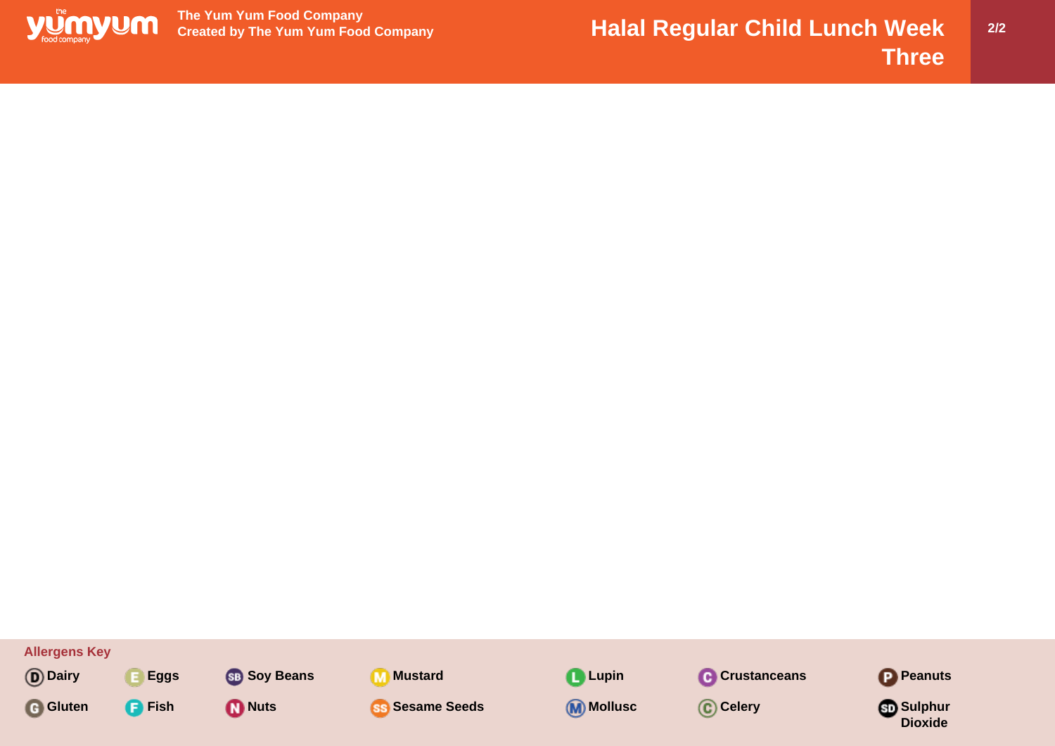**Allergens Key**

| | | | | | | |
|---|---|---|---|---|---|---|
| D Dairy | E Eggs | SB Soy Beans | M Mustard | L Lupin | C Crustanceans | P Peanuts |
| G Gluten | F Fish | N Nuts | SS Sesame Seeds | M Mollusc | C Celery | SD Sulphur Dioxide |